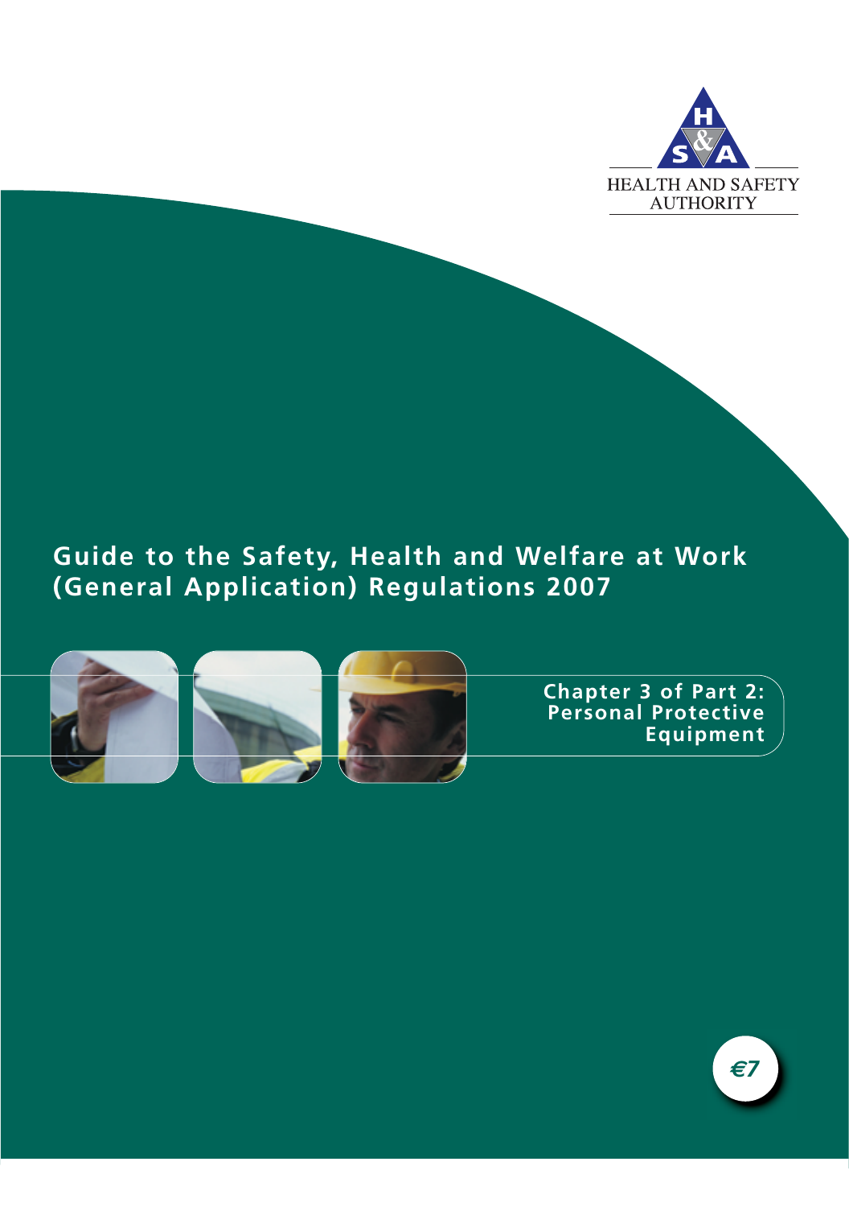HEALTH AND SAFETY AUTHORITY

# Guide to the Safety, Health and Welfare at Work (General Application) Regulations 2007

## Chapter 3 of Part 2: Personal Protective Equipment

€7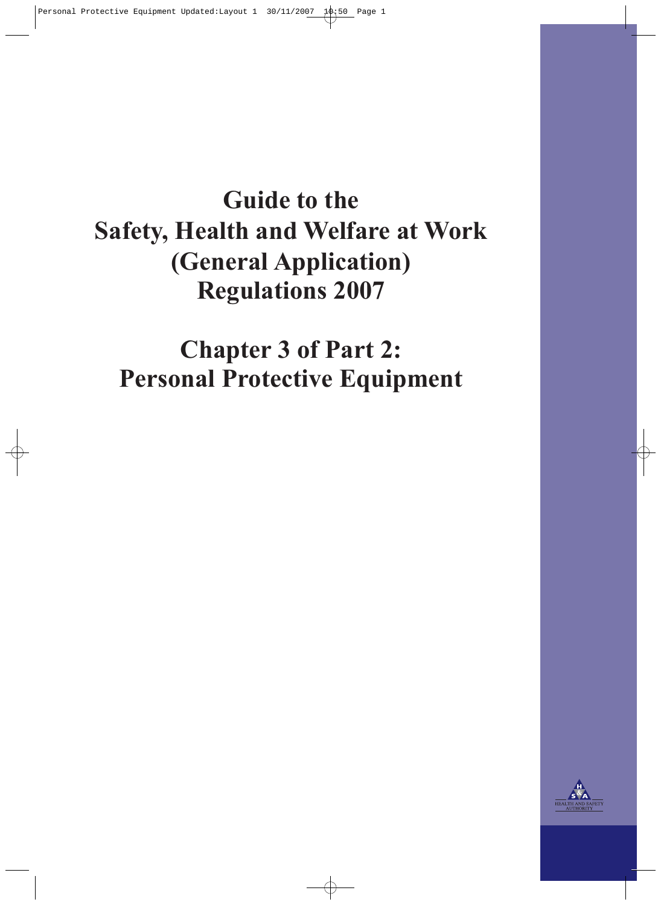# Guide to the Safety, Health and Welfare at Work (General Application) Regulations 2007

# Chapter 3 of Part 2: Personal Protective Equipment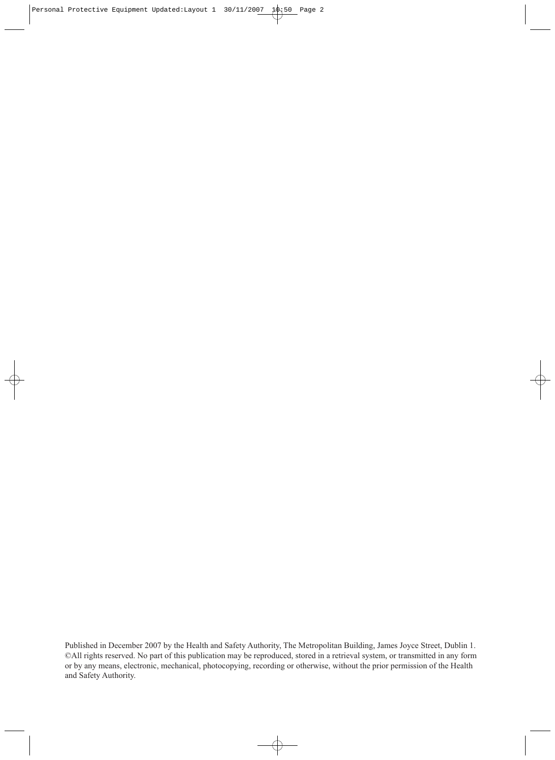Published in December 2007 by the Health and Safety Authority, The Metropolitan Building, James Joyce Street, Dublin 1. ©All rights reserved. No part of this publication may be reproduced, stored in a retrieval system, or transmitted in any form or by any means, electronic, mechanical, photocopying, recording or otherwise, without the prior permission of the Health and Safety Authority.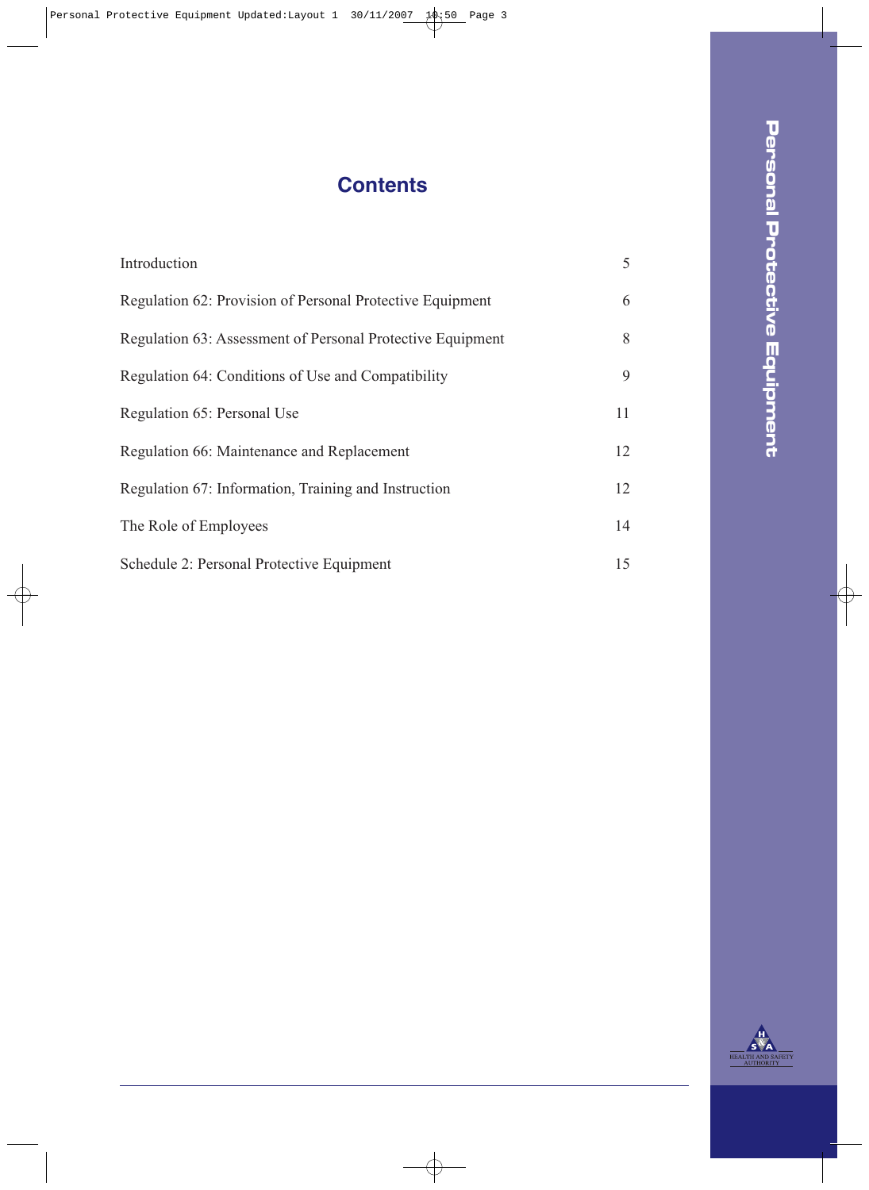# Contents

| | |
|---|---|
| Introduction | 5 |
| Regulation 62: Provision of Personal Protective Equipment | 6 |
| Regulation 63: Assessment of Personal Protective Equipment | 8 |
| Regulation 64: Conditions of Use and Compatibility | 9 |
| Regulation 65: Personal Use | 11 |
| Regulation 66: Maintenance and Replacement | 12 |
| Regulation 67: Information, Training and Instruction | 12 |
| The Role of Employees | 14 |
| Schedule 2: Personal Protective Equipment | 15 |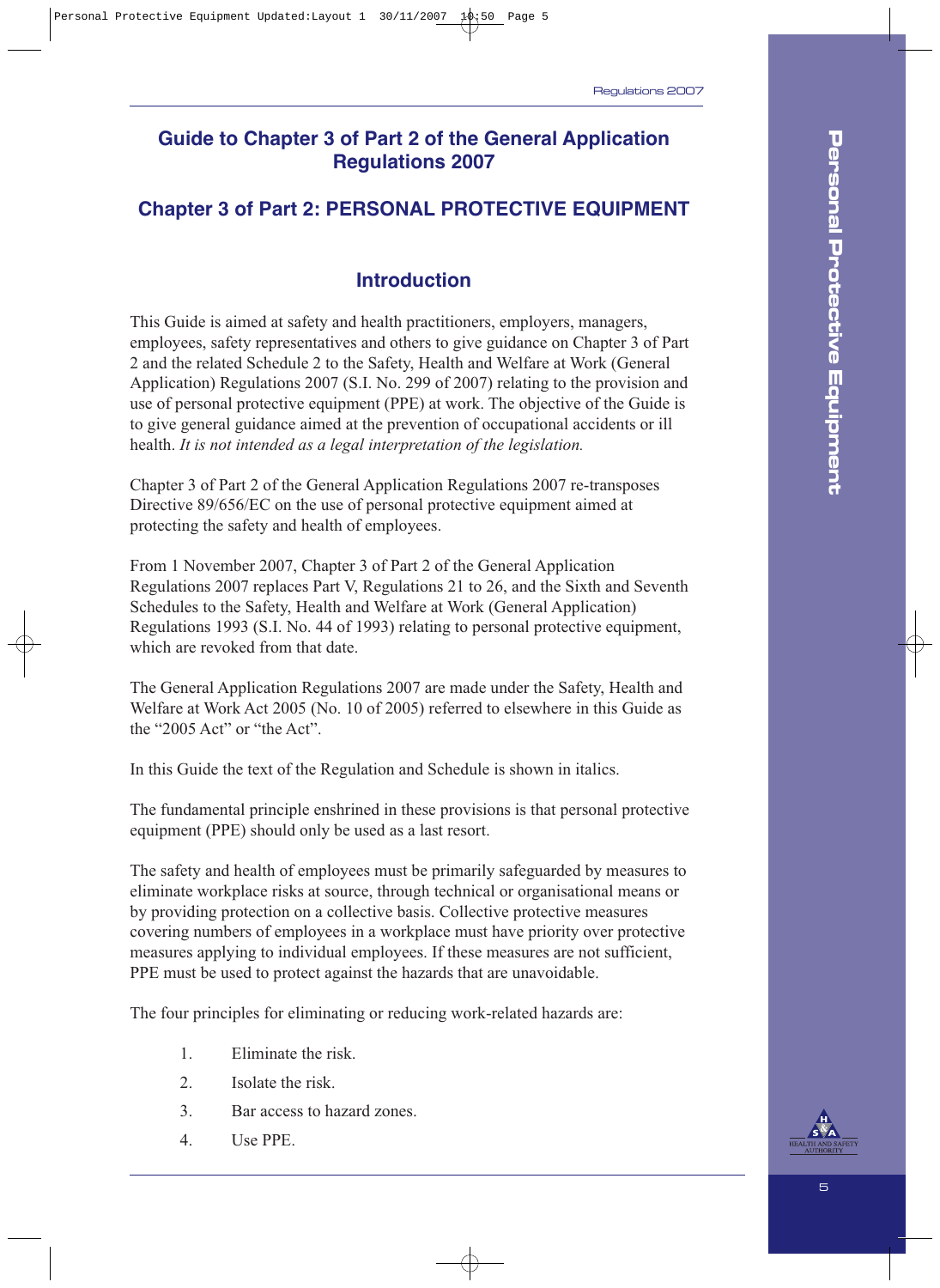## Guide to Chapter 3 of Part 2 of the General Application Regulations 2007

## Chapter 3 of Part 2: PERSONAL PROTECTIVE EQUIPMENT

### Introduction

This Guide is aimed at safety and health practitioners, employers, managers, employees, safety representatives and others to give guidance on Chapter 3 of Part 2 and the related Schedule 2 to the Safety, Health and Welfare at Work (General Application) Regulations 2007 (S.I. No. 299 of 2007) relating to the provision and use of personal protective equipment (PPE) at work. The objective of the Guide is to give general guidance aimed at the prevention of occupational accidents or ill health. *It is not intended as a legal interpretation of the legislation.*

Chapter 3 of Part 2 of the General Application Regulations 2007 re-transposes Directive 89/656/EC on the use of personal protective equipment aimed at protecting the safety and health of employees.

From 1 November 2007, Chapter 3 of Part 2 of the General Application Regulations 2007 replaces Part V, Regulations 21 to 26, and the Sixth and Seventh Schedules to the Safety, Health and Welfare at Work (General Application) Regulations 1993 (S.I. No. 44 of 1993) relating to personal protective equipment, which are revoked from that date.

The General Application Regulations 2007 are made under the Safety, Health and Welfare at Work Act 2005 (No. 10 of 2005) referred to elsewhere in this Guide as the "2005 Act" or "the Act".

In this Guide the text of the Regulation and Schedule is shown in italics.

The fundamental principle enshrined in these provisions is that personal protective equipment (PPE) should only be used as a last resort.

The safety and health of employees must be primarily safeguarded by measures to eliminate workplace risks at source, through technical or organisational means or by providing protection on a collective basis. Collective protective measures covering numbers of employees in a workplace must have priority over protective measures applying to individual employees. If these measures are not sufficient, PPE must be used to protect against the hazards that are unavoidable.

The four principles for eliminating or reducing work-related hazards are:

1. Eliminate the risk.
2. Isolate the risk.
3. Bar access to hazard zones.
4. Use PPE.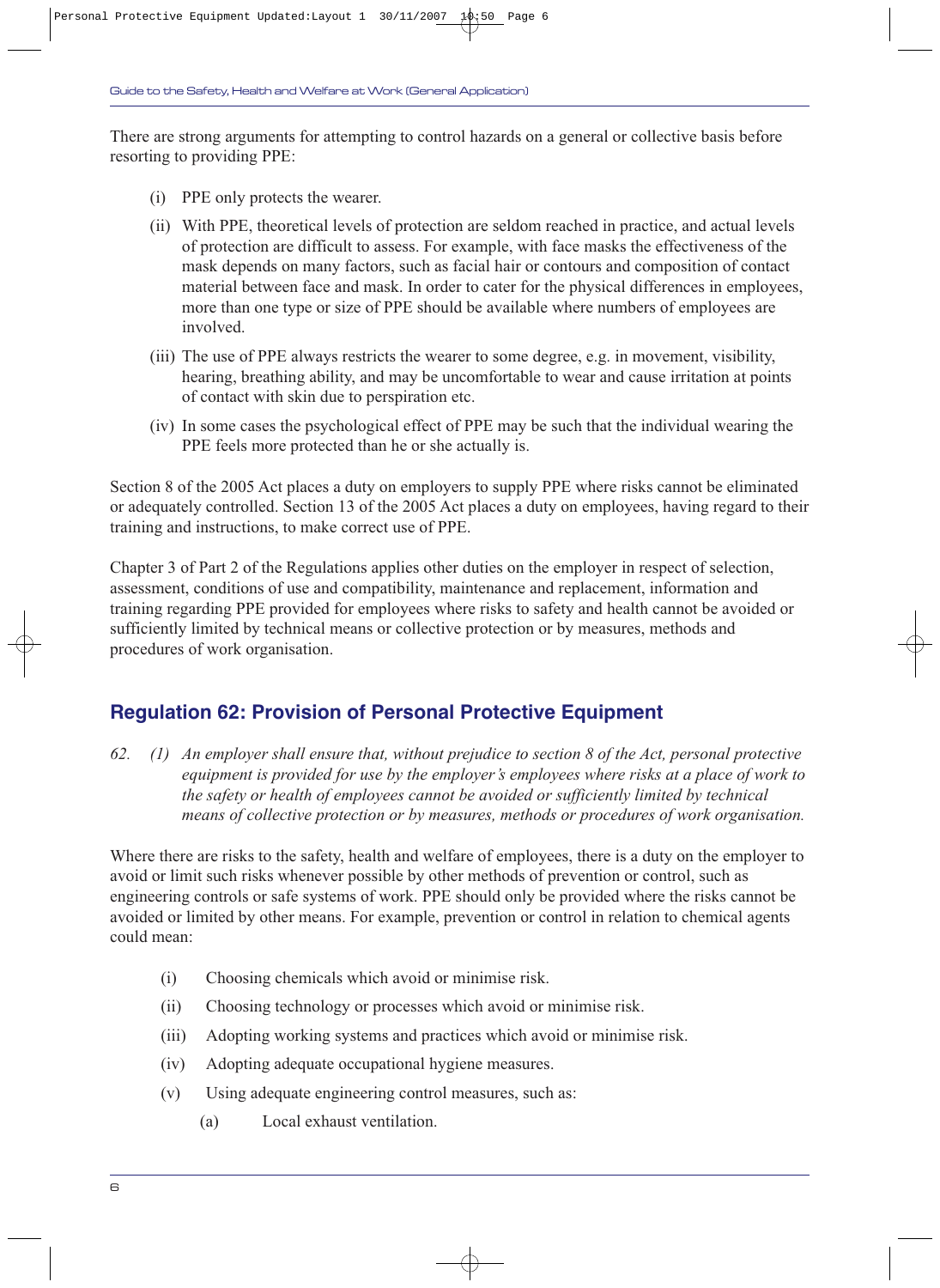There are strong arguments for attempting to control hazards on a general or collective basis before resorting to providing PPE:

(i) PPE only protects the wearer.

(ii) With PPE, theoretical levels of protection are seldom reached in practice, and actual levels of protection are difficult to assess. For example, with face masks the effectiveness of the mask depends on many factors, such as facial hair or contours and composition of contact material between face and mask. In order to cater for the physical differences in employees, more than one type or size of PPE should be available where numbers of employees are involved.

(iii) The use of PPE always restricts the wearer to some degree, e.g. in movement, visibility, hearing, breathing ability, and may be uncomfortable to wear and cause irritation at points of contact with skin due to perspiration etc.

(iv) In some cases the psychological effect of PPE may be such that the individual wearing the PPE feels more protected than he or she actually is.

Section 8 of the 2005 Act places a duty on employers to supply PPE where risks cannot be eliminated or adequately controlled. Section 13 of the 2005 Act places a duty on employees, having regard to their training and instructions, to make correct use of PPE.

Chapter 3 of Part 2 of the Regulations applies other duties on the employer in respect of selection, assessment, conditions of use and compatibility, maintenance and replacement, information and training regarding PPE provided for employees where risks to safety and health cannot be avoided or sufficiently limited by technical means or collective protection or by measures, methods and procedures of work organisation.

## Regulation 62: Provision of Personal Protective Equipment

*62. (1) An employer shall ensure that, without prejudice to section 8 of the Act, personal protective equipment is provided for use by the employer's employees where risks at a place of work to the safety or health of employees cannot be avoided or sufficiently limited by technical means of collective protection or by measures, methods or procedures of work organisation.*

Where there are risks to the safety, health and welfare of employees, there is a duty on the employer to avoid or limit such risks whenever possible by other methods of prevention or control, such as engineering controls or safe systems of work. PPE should only be provided where the risks cannot be avoided or limited by other means. For example, prevention or control in relation to chemical agents could mean:

(i) Choosing chemicals which avoid or minimise risk.

(ii) Choosing technology or processes which avoid or minimise risk.

(iii) Adopting working systems and practices which avoid or minimise risk.

(iv) Adopting adequate occupational hygiene measures.

(v) Using adequate engineering control measures, such as:

 (a) Local exhaust ventilation.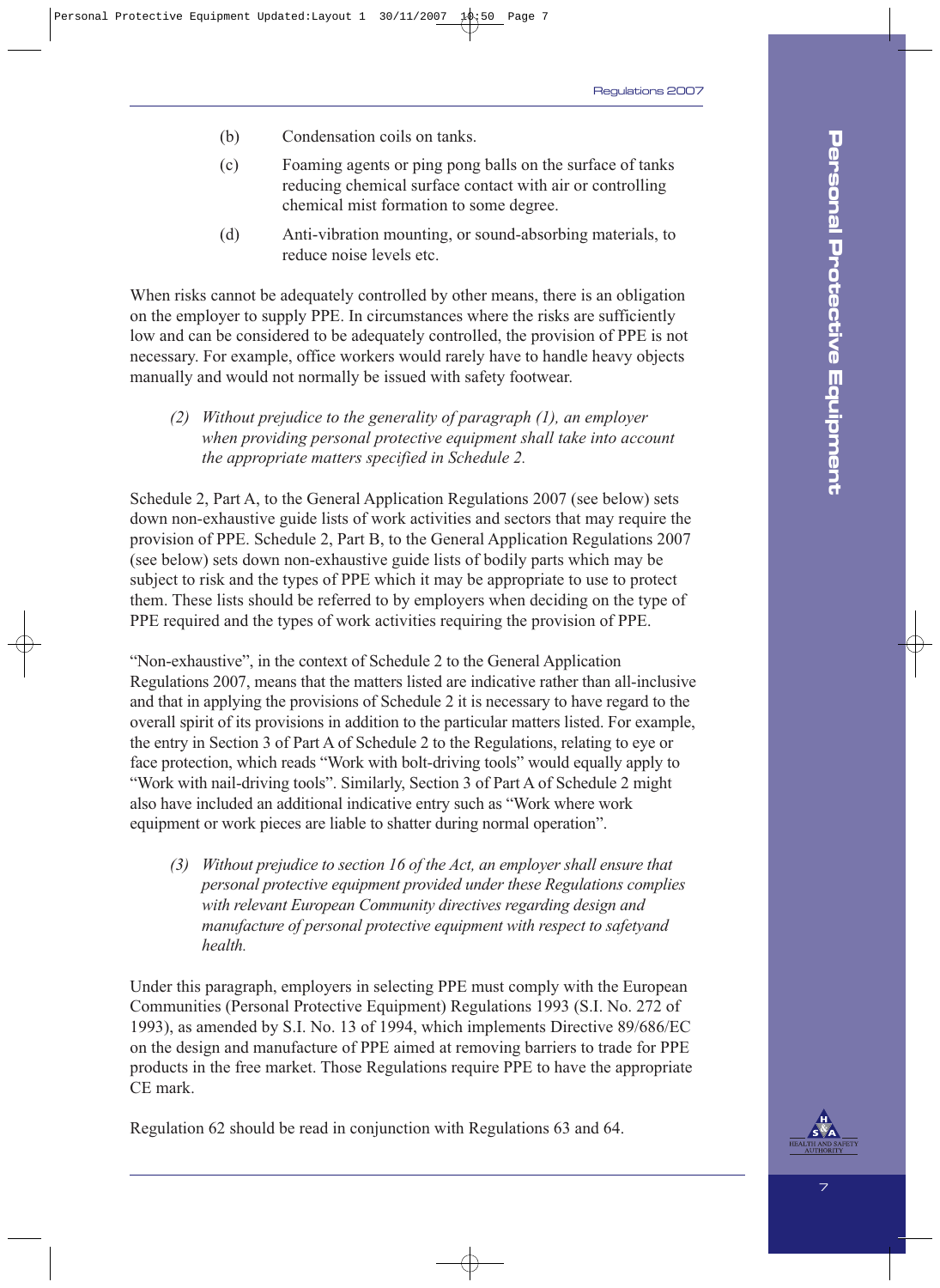(b) Condensation coils on tanks.

(c) Foaming agents or ping pong balls on the surface of tanks reducing chemical surface contact with air or controlling chemical mist formation to some degree.

(d) Anti-vibration mounting, or sound-absorbing materials, to reduce noise levels etc.

When risks cannot be adequately controlled by other means, there is an obligation on the employer to supply PPE. In circumstances where the risks are sufficiently low and can be considered to be adequately controlled, the provision of PPE is not necessary. For example, office workers would rarely have to handle heavy objects manually and would not normally be issued with safety footwear.

> *(2) Without prejudice to the generality of paragraph (1), an employer when providing personal protective equipment shall take into account the appropriate matters specified in Schedule 2.*

Schedule 2, Part A, to the General Application Regulations 2007 (see below) sets down non-exhaustive guide lists of work activities and sectors that may require the provision of PPE. Schedule 2, Part B, to the General Application Regulations 2007 (see below) sets down non-exhaustive guide lists of bodily parts which may be subject to risk and the types of PPE which it may be appropriate to use to protect them. These lists should be referred to by employers when deciding on the type of PPE required and the types of work activities requiring the provision of PPE.

"Non-exhaustive", in the context of Schedule 2 to the General Application Regulations 2007, means that the matters listed are indicative rather than all-inclusive and that in applying the provisions of Schedule 2 it is necessary to have regard to the overall spirit of its provisions in addition to the particular matters listed. For example, the entry in Section 3 of Part A of Schedule 2 to the Regulations, relating to eye or face protection, which reads "Work with bolt-driving tools" would equally apply to "Work with nail-driving tools". Similarly, Section 3 of Part A of Schedule 2 might also have included an additional indicative entry such as "Work where work equipment or work pieces are liable to shatter during normal operation".

> *(3) Without prejudice to section 16 of the Act, an employer shall ensure that personal protective equipment provided under these Regulations complies with relevant European Community directives regarding design and manufacture of personal protective equipment with respect to safetyand health.*

Under this paragraph, employers in selecting PPE must comply with the European Communities (Personal Protective Equipment) Regulations 1993 (S.I. No. 272 of 1993), as amended by S.I. No. 13 of 1994, which implements Directive 89/686/EC on the design and manufacture of PPE aimed at removing barriers to trade for PPE products in the free market. Those Regulations require PPE to have the appropriate CE mark.

Regulation 62 should be read in conjunction with Regulations 63 and 64.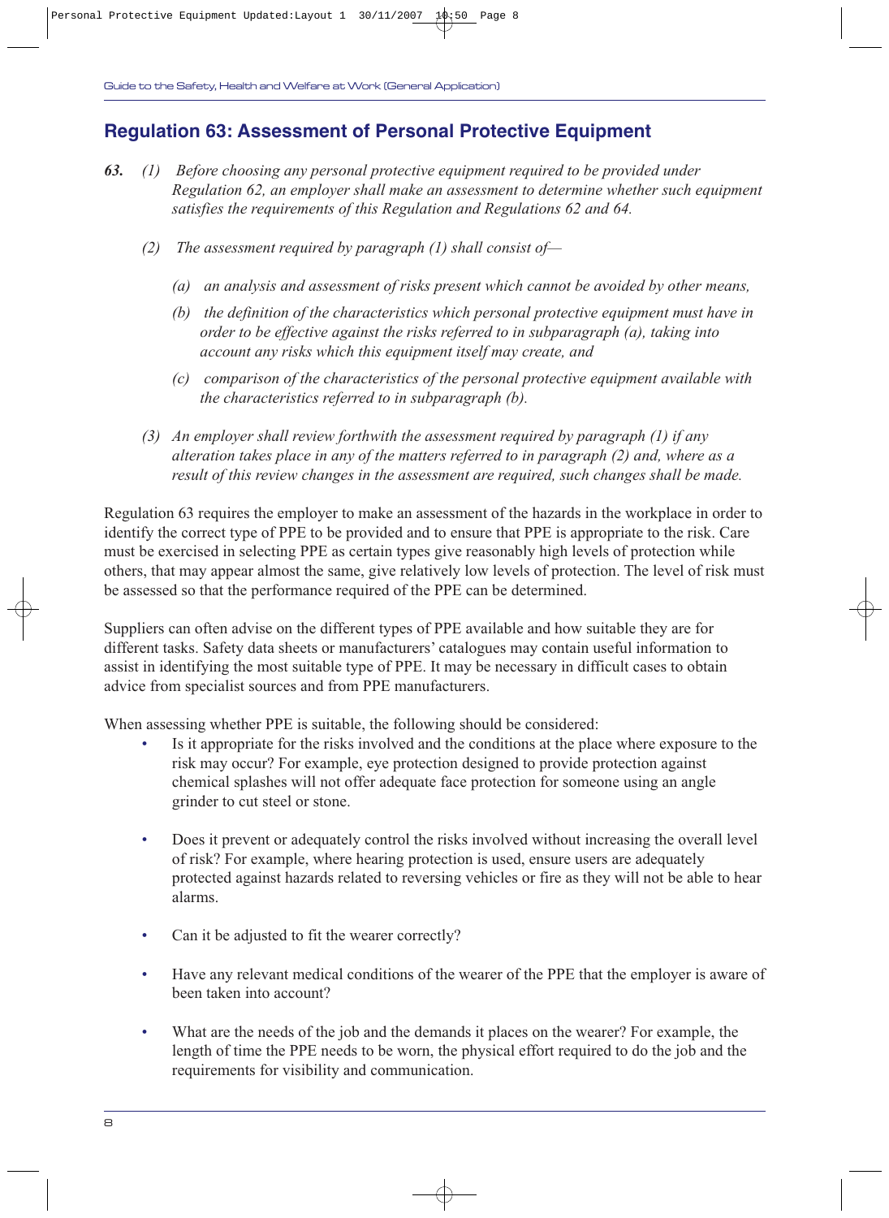## Regulation 63: Assessment of Personal Protective Equipment

***63.*** *(1) Before choosing any personal protective equipment required to be provided under Regulation 62, an employer shall make an assessment to determine whether such equipment satisfies the requirements of this Regulation and Regulations 62 and 64.*

*(2) The assessment required by paragraph (1) shall consist of—*

*(a) an analysis and assessment of risks present which cannot be avoided by other means,*

*(b) the definition of the characteristics which personal protective equipment must have in order to be effective against the risks referred to in subparagraph (a), taking into account any risks which this equipment itself may create, and*

*(c) comparison of the characteristics of the personal protective equipment available with the characteristics referred to in subparagraph (b).*

*(3) An employer shall review forthwith the assessment required by paragraph (1) if any alteration takes place in any of the matters referred to in paragraph (2) and, where as a result of this review changes in the assessment are required, such changes shall be made.*

Regulation 63 requires the employer to make an assessment of the hazards in the workplace in order to identify the correct type of PPE to be provided and to ensure that PPE is appropriate to the risk. Care must be exercised in selecting PPE as certain types give reasonably high levels of protection while others, that may appear almost the same, give relatively low levels of protection. The level of risk must be assessed so that the performance required of the PPE can be determined.

Suppliers can often advise on the different types of PPE available and how suitable they are for different tasks. Safety data sheets or manufacturers' catalogues may contain useful information to assist in identifying the most suitable type of PPE. It may be necessary in difficult cases to obtain advice from specialist sources and from PPE manufacturers.

When assessing whether PPE is suitable, the following should be considered:

- Is it appropriate for the risks involved and the conditions at the place where exposure to the risk may occur? For example, eye protection designed to provide protection against chemical splashes will not offer adequate face protection for someone using an angle grinder to cut steel or stone.

- Does it prevent or adequately control the risks involved without increasing the overall level of risk? For example, where hearing protection is used, ensure users are adequately protected against hazards related to reversing vehicles or fire as they will not be able to hear alarms.

- Can it be adjusted to fit the wearer correctly?

- Have any relevant medical conditions of the wearer of the PPE that the employer is aware of been taken into account?

- What are the needs of the job and the demands it places on the wearer? For example, the length of time the PPE needs to be worn, the physical effort required to do the job and the requirements for visibility and communication.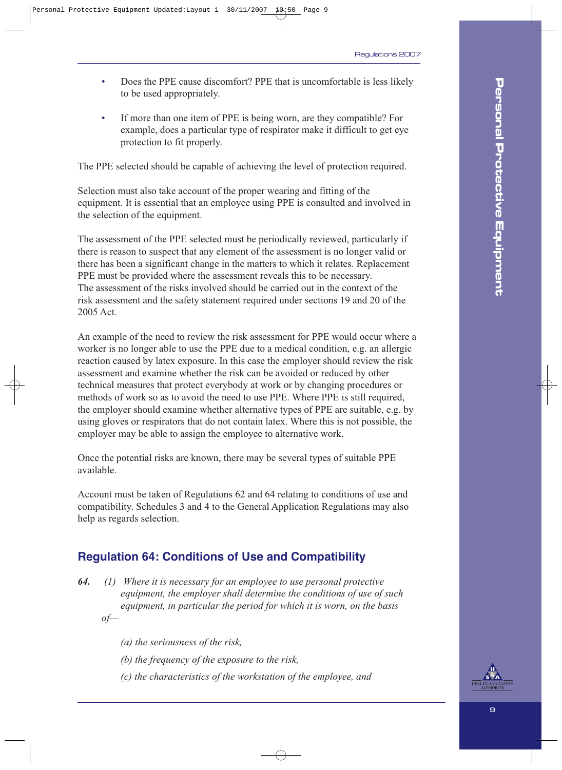- Does the PPE cause discomfort? PPE that is uncomfortable is less likely to be used appropriately.

- If more than one item of PPE is being worn, are they compatible? For example, does a particular type of respirator make it difficult to get eye protection to fit properly.

The PPE selected should be capable of achieving the level of protection required.

Selection must also take account of the proper wearing and fitting of the equipment. It is essential that an employee using PPE is consulted and involved in the selection of the equipment.

The assessment of the PPE selected must be periodically reviewed, particularly if there is reason to suspect that any element of the assessment is no longer valid or there has been a significant change in the matters to which it relates. Replacement PPE must be provided where the assessment reveals this to be necessary.
The assessment of the risks involved should be carried out in the context of the risk assessment and the safety statement required under sections 19 and 20 of the 2005 Act.

An example of the need to review the risk assessment for PPE would occur where a worker is no longer able to use the PPE due to a medical condition, e.g. an allergic reaction caused by latex exposure. In this case the employer should review the risk assessment and examine whether the risk can be avoided or reduced by other technical measures that protect everybody at work or by changing procedures or methods of work so as to avoid the need to use PPE. Where PPE is still required, the employer should examine whether alternative types of PPE are suitable, e.g. by using gloves or respirators that do not contain latex. Where this is not possible, the employer may be able to assign the employee to alternative work.

Once the potential risks are known, there may be several types of suitable PPE available.

Account must be taken of Regulations 62 and 64 relating to conditions of use and compatibility. Schedules 3 and 4 to the General Application Regulations may also help as regards selection.

## Regulation 64: Conditions of Use and Compatibility

***64.*** *(1) Where it is necessary for an employee to use personal protective equipment, the employer shall determine the conditions of use of such equipment, in particular the period for which it is worn, on the basis of—*

*(a) the seriousness of the risk,*

*(b) the frequency of the exposure to the risk,*

*(c) the characteristics of the workstation of the employee, and*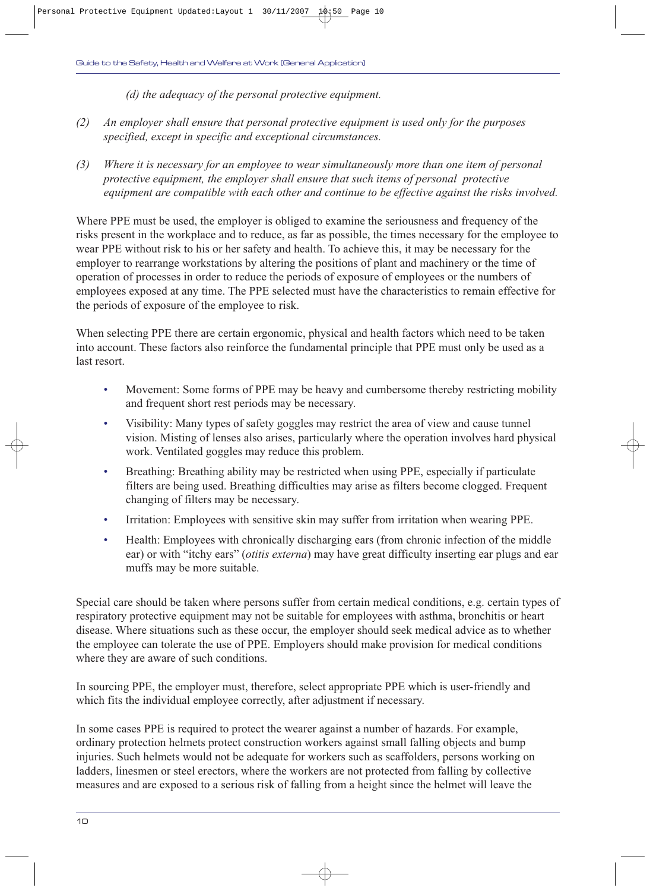*(d) the adequacy of the personal protective equipment.*

*(2) An employer shall ensure that personal protective equipment is used only for the purposes specified, except in specific and exceptional circumstances.*

*(3) Where it is necessary for an employee to wear simultaneously more than one item of personal protective equipment, the employer shall ensure that such items of personal protective equipment are compatible with each other and continue to be effective against the risks involved.*

Where PPE must be used, the employer is obliged to examine the seriousness and frequency of the risks present in the workplace and to reduce, as far as possible, the times necessary for the employee to wear PPE without risk to his or her safety and health. To achieve this, it may be necessary for the employer to rearrange workstations by altering the positions of plant and machinery or the time of operation of processes in order to reduce the periods of exposure of employees or the numbers of employees exposed at any time. The PPE selected must have the characteristics to remain effective for the periods of exposure of the employee to risk.

When selecting PPE there are certain ergonomic, physical and health factors which need to be taken into account. These factors also reinforce the fundamental principle that PPE must only be used as a last resort.

- Movement: Some forms of PPE may be heavy and cumbersome thereby restricting mobility and frequent short rest periods may be necessary.
- Visibility: Many types of safety goggles may restrict the area of view and cause tunnel vision. Misting of lenses also arises, particularly where the operation involves hard physical work. Ventilated goggles may reduce this problem.
- Breathing: Breathing ability may be restricted when using PPE, especially if particulate filters are being used. Breathing difficulties may arise as filters become clogged. Frequent changing of filters may be necessary.
- Irritation: Employees with sensitive skin may suffer from irritation when wearing PPE.
- Health: Employees with chronically discharging ears (from chronic infection of the middle ear) or with "itchy ears" (*otitis externa*) may have great difficulty inserting ear plugs and ear muffs may be more suitable.

Special care should be taken where persons suffer from certain medical conditions, e.g. certain types of respiratory protective equipment may not be suitable for employees with asthma, bronchitis or heart disease. Where situations such as these occur, the employer should seek medical advice as to whether the employee can tolerate the use of PPE. Employers should make provision for medical conditions where they are aware of such conditions.

In sourcing PPE, the employer must, therefore, select appropriate PPE which is user-friendly and which fits the individual employee correctly, after adjustment if necessary.

In some cases PPE is required to protect the wearer against a number of hazards. For example, ordinary protection helmets protect construction workers against small falling objects and bump injuries. Such helmets would not be adequate for workers such as scaffolders, persons working on ladders, linesmen or steel erectors, where the workers are not protected from falling by collective measures and are exposed to a serious risk of falling from a height since the helmet will leave the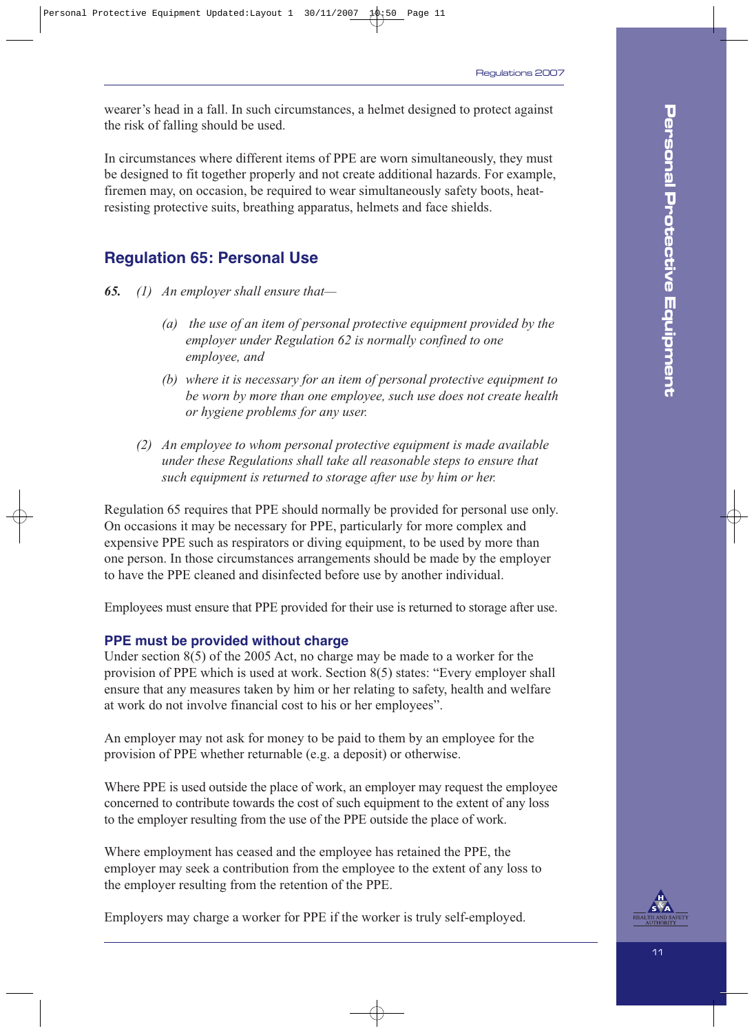wearer's head in a fall. In such circumstances, a helmet designed to protect against the risk of falling should be used.

In circumstances where different items of PPE are worn simultaneously, they must be designed to fit together properly and not create additional hazards. For example, firemen may, on occasion, be required to wear simultaneously safety boots, heat-resisting protective suits, breathing apparatus, helmets and face shields.

## Regulation 65: Personal Use

***65.*** *(1) An employer shall ensure that—*

> *(a) the use of an item of personal protective equipment provided by the employer under Regulation 62 is normally confined to one employee, and*
>
> *(b) where it is necessary for an item of personal protective equipment to be worn by more than one employee, such use does not create health or hygiene problems for any user.*

*(2) An employee to whom personal protective equipment is made available under these Regulations shall take all reasonable steps to ensure that such equipment is returned to storage after use by him or her.*

Regulation 65 requires that PPE should normally be provided for personal use only. On occasions it may be necessary for PPE, particularly for more complex and expensive PPE such as respirators or diving equipment, to be used by more than one person. In those circumstances arrangements should be made by the employer to have the PPE cleaned and disinfected before use by another individual.

Employees must ensure that PPE provided for their use is returned to storage after use.

### PPE must be provided without charge

Under section 8(5) of the 2005 Act, no charge may be made to a worker for the provision of PPE which is used at work. Section 8(5) states: "Every employer shall ensure that any measures taken by him or her relating to safety, health and welfare at work do not involve financial cost to his or her employees".

An employer may not ask for money to be paid to them by an employee for the provision of PPE whether returnable (e.g. a deposit) or otherwise.

Where PPE is used outside the place of work, an employer may request the employee concerned to contribute towards the cost of such equipment to the extent of any loss to the employer resulting from the use of the PPE outside the place of work.

Where employment has ceased and the employee has retained the PPE, the employer may seek a contribution from the employee to the extent of any loss to the employer resulting from the retention of the PPE.

Employers may charge a worker for PPE if the worker is truly self-employed.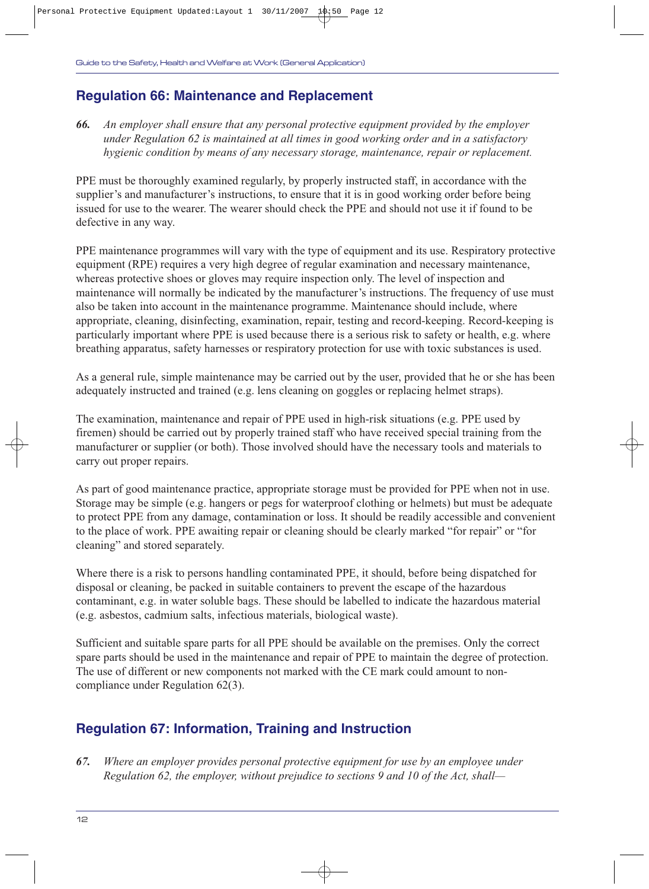## Regulation 66: Maintenance and Replacement

***66.*** *An employer shall ensure that any personal protective equipment provided by the employer under Regulation 62 is maintained at all times in good working order and in a satisfactory hygienic condition by means of any necessary storage, maintenance, repair or replacement.*

PPE must be thoroughly examined regularly, by properly instructed staff, in accordance with the supplier's and manufacturer's instructions, to ensure that it is in good working order before being issued for use to the wearer. The wearer should check the PPE and should not use it if found to be defective in any way.

PPE maintenance programmes will vary with the type of equipment and its use. Respiratory protective equipment (RPE) requires a very high degree of regular examination and necessary maintenance, whereas protective shoes or gloves may require inspection only. The level of inspection and maintenance will normally be indicated by the manufacturer's instructions. The frequency of use must also be taken into account in the maintenance programme. Maintenance should include, where appropriate, cleaning, disinfecting, examination, repair, testing and record-keeping. Record-keeping is particularly important where PPE is used because there is a serious risk to safety or health, e.g. where breathing apparatus, safety harnesses or respiratory protection for use with toxic substances is used.

As a general rule, simple maintenance may be carried out by the user, provided that he or she has been adequately instructed and trained (e.g. lens cleaning on goggles or replacing helmet straps).

The examination, maintenance and repair of PPE used in high-risk situations (e.g. PPE used by firemen) should be carried out by properly trained staff who have received special training from the manufacturer or supplier (or both). Those involved should have the necessary tools and materials to carry out proper repairs.

As part of good maintenance practice, appropriate storage must be provided for PPE when not in use. Storage may be simple (e.g. hangers or pegs for waterproof clothing or helmets) but must be adequate to protect PPE from any damage, contamination or loss. It should be readily accessible and convenient to the place of work. PPE awaiting repair or cleaning should be clearly marked "for repair" or "for cleaning" and stored separately.

Where there is a risk to persons handling contaminated PPE, it should, before being dispatched for disposal or cleaning, be packed in suitable containers to prevent the escape of the hazardous contaminant, e.g. in water soluble bags. These should be labelled to indicate the hazardous material (e.g. asbestos, cadmium salts, infectious materials, biological waste).

Sufficient and suitable spare parts for all PPE should be available on the premises. Only the correct spare parts should be used in the maintenance and repair of PPE to maintain the degree of protection. The use of different or new components not marked with the CE mark could amount to non-compliance under Regulation 62(3).

## Regulation 67: Information, Training and Instruction

***67.*** *Where an employer provides personal protective equipment for use by an employee under Regulation 62, the employer, without prejudice to sections 9 and 10 of the Act, shall—*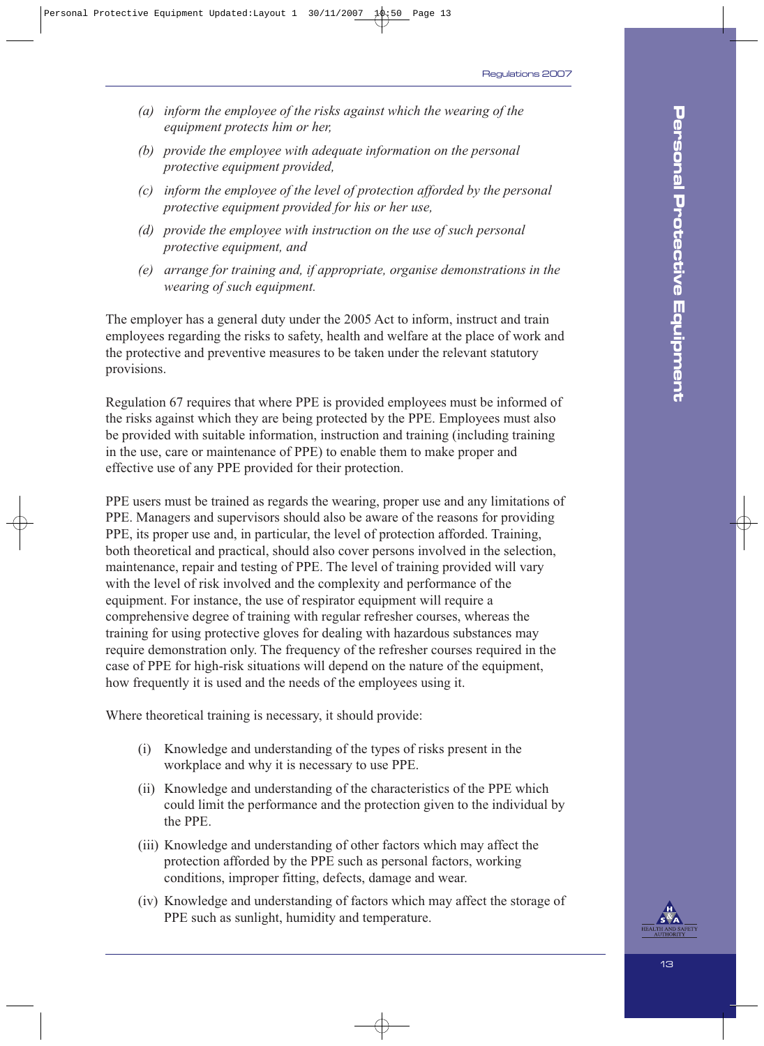- *(a) inform the employee of the risks against which the wearing of the equipment protects him or her,*
- *(b) provide the employee with adequate information on the personal protective equipment provided,*
- *(c) inform the employee of the level of protection afforded by the personal protective equipment provided for his or her use,*
- *(d) provide the employee with instruction on the use of such personal protective equipment, and*
- *(e) arrange for training and, if appropriate, organise demonstrations in the wearing of such equipment.*

The employer has a general duty under the 2005 Act to inform, instruct and train employees regarding the risks to safety, health and welfare at the place of work and the protective and preventive measures to be taken under the relevant statutory provisions.

Regulation 67 requires that where PPE is provided employees must be informed of the risks against which they are being protected by the PPE. Employees must also be provided with suitable information, instruction and training (including training in the use, care or maintenance of PPE) to enable them to make proper and effective use of any PPE provided for their protection.

PPE users must be trained as regards the wearing, proper use and any limitations of PPE. Managers and supervisors should also be aware of the reasons for providing PPE, its proper use and, in particular, the level of protection afforded. Training, both theoretical and practical, should also cover persons involved in the selection, maintenance, repair and testing of PPE. The level of training provided will vary with the level of risk involved and the complexity and performance of the equipment. For instance, the use of respirator equipment will require a comprehensive degree of training with regular refresher courses, whereas the training for using protective gloves for dealing with hazardous substances may require demonstration only. The frequency of the refresher courses required in the case of PPE for high-risk situations will depend on the nature of the equipment, how frequently it is used and the needs of the employees using it.

Where theoretical training is necessary, it should provide:

- (i) Knowledge and understanding of the types of risks present in the workplace and why it is necessary to use PPE.
- (ii) Knowledge and understanding of the characteristics of the PPE which could limit the performance and the protection given to the individual by the PPE.
- (iii) Knowledge and understanding of other factors which may affect the protection afforded by the PPE such as personal factors, working conditions, improper fitting, defects, damage and wear.
- (iv) Knowledge and understanding of factors which may affect the storage of PPE such as sunlight, humidity and temperature.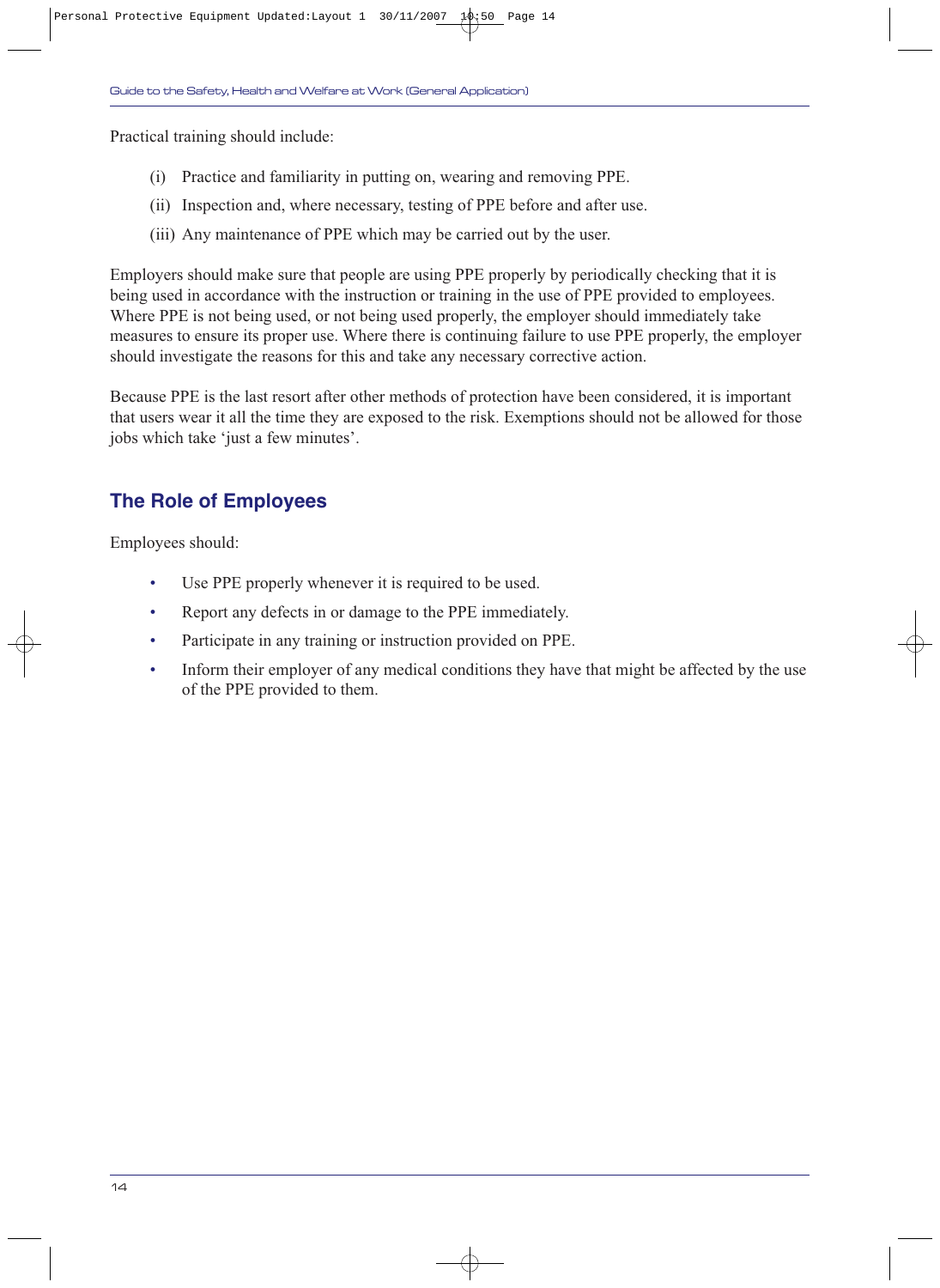Practical training should include:

(i) Practice and familiarity in putting on, wearing and removing PPE.

(ii) Inspection and, where necessary, testing of PPE before and after use.

(iii) Any maintenance of PPE which may be carried out by the user.

Employers should make sure that people are using PPE properly by periodically checking that it is being used in accordance with the instruction or training in the use of PPE provided to employees. Where PPE is not being used, or not being used properly, the employer should immediately take measures to ensure its proper use. Where there is continuing failure to use PPE properly, the employer should investigate the reasons for this and take any necessary corrective action.

Because PPE is the last resort after other methods of protection have been considered, it is important that users wear it all the time they are exposed to the risk. Exemptions should not be allowed for those jobs which take 'just a few minutes'.

## The Role of Employees

Employees should:

- Use PPE properly whenever it is required to be used.
- Report any defects in or damage to the PPE immediately.
- Participate in any training or instruction provided on PPE.
- Inform their employer of any medical conditions they have that might be affected by the use of the PPE provided to them.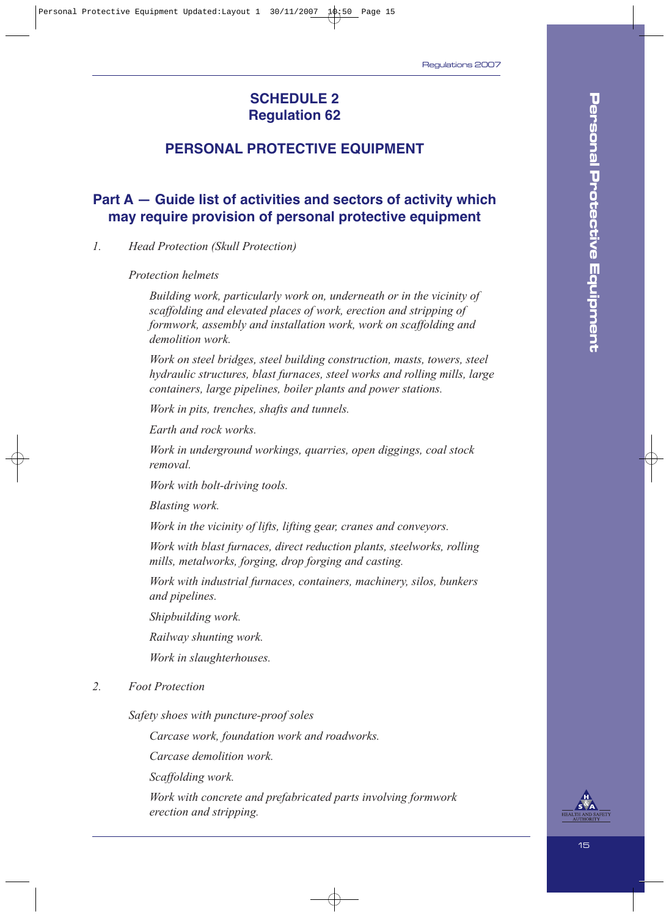# SCHEDULE 2
## Regulation 62

## PERSONAL PROTECTIVE EQUIPMENT

### Part A — Guide list of activities and sectors of activity which may require provision of personal protective equipment

1. *Head Protection (Skull Protection)*

   *Protection helmets*

   *Building work, particularly work on, underneath or in the vicinity of scaffolding and elevated places of work, erection and stripping of formwork, assembly and installation work, work on scaffolding and demolition work.*

   *Work on steel bridges, steel building construction, masts, towers, steel hydraulic structures, blast furnaces, steel works and rolling mills, large containers, large pipelines, boiler plants and power stations.*

   *Work in pits, trenches, shafts and tunnels.*

   *Earth and rock works.*

   *Work in underground workings, quarries, open diggings, coal stock removal.*

   *Work with bolt-driving tools.*

   *Blasting work.*

   *Work in the vicinity of lifts, lifting gear, cranes and conveyors.*

   *Work with blast furnaces, direct reduction plants, steelworks, rolling mills, metalworks, forging, drop forging and casting.*

   *Work with industrial furnaces, containers, machinery, silos, bunkers and pipelines.*

   *Shipbuilding work.*

   *Railway shunting work.*

   *Work in slaughterhouses.*

2. *Foot Protection*

   *Safety shoes with puncture-proof soles*

   *Carcase work, foundation work and roadworks.*

   *Carcase demolition work.*

   *Scaffolding work.*

   *Work with concrete and prefabricated parts involving formwork erection and stripping.*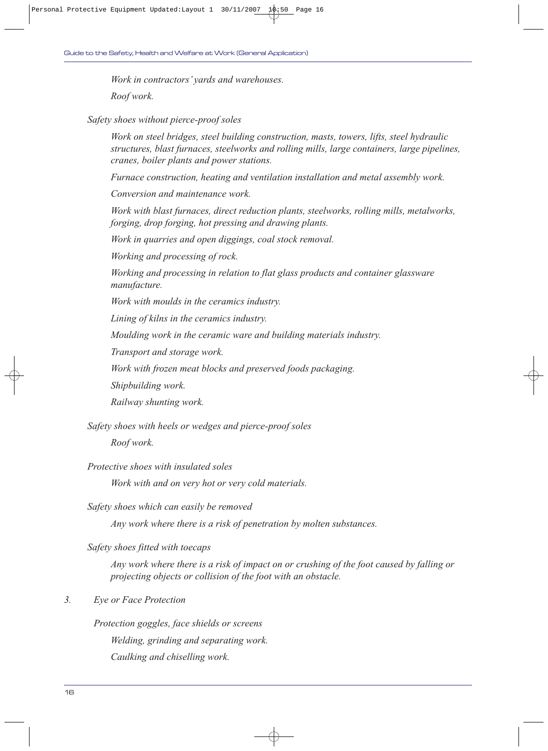*Work in contractors' yards and warehouses.*

*Roof work.*

*Safety shoes without pierce-proof soles*

*Work on steel bridges, steel building construction, masts, towers, lifts, steel hydraulic structures, blast furnaces, steelworks and rolling mills, large containers, large pipelines, cranes, boiler plants and power stations.*

*Furnace construction, heating and ventilation installation and metal assembly work.*

*Conversion and maintenance work.*

*Work with blast furnaces, direct reduction plants, steelworks, rolling mills, metalworks, forging, drop forging, hot pressing and drawing plants.*

*Work in quarries and open diggings, coal stock removal.*

*Working and processing of rock.*

*Working and processing in relation to flat glass products and container glassware manufacture.*

*Work with moulds in the ceramics industry.*

*Lining of kilns in the ceramics industry.*

*Moulding work in the ceramic ware and building materials industry.*

*Transport and storage work.*

*Work with frozen meat blocks and preserved foods packaging.*

*Shipbuilding work.*

*Railway shunting work.*

*Safety shoes with heels or wedges and pierce-proof soles*

*Roof work.*

*Protective shoes with insulated soles*

*Work with and on very hot or very cold materials.*

*Safety shoes which can easily be removed*

*Any work where there is a risk of penetration by molten substances.*

*Safety shoes fitted with toecaps*

*Any work where there is a risk of impact on or crushing of the foot caused by falling or projecting objects or collision of the foot with an obstacle.*

3. *Eye or Face Protection*

*Protection goggles, face shields or screens*

*Welding, grinding and separating work.*

*Caulking and chiselling work.*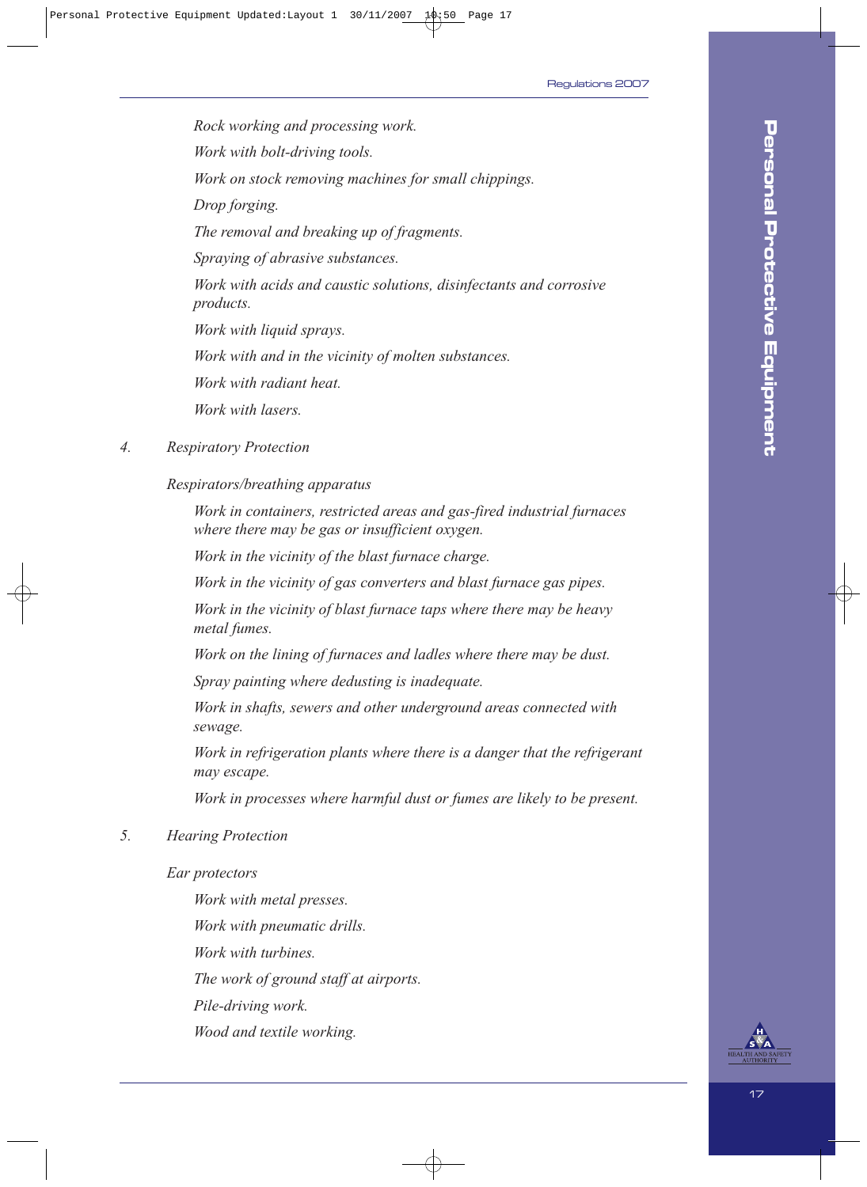*Rock working and processing work.*

*Work with bolt-driving tools.*

*Work on stock removing machines for small chippings.*

*Drop forging.*

*The removal and breaking up of fragments.*

*Spraying of abrasive substances.*

*Work with acids and caustic solutions, disinfectants and corrosive products.*

*Work with liquid sprays.*

*Work with and in the vicinity of molten substances.*

*Work with radiant heat.*

*Work with lasers.*

4. *Respiratory Protection*

*Respirators/breathing apparatus*

*Work in containers, restricted areas and gas-fired industrial furnaces where there may be gas or insufficient oxygen.*

*Work in the vicinity of the blast furnace charge.*

*Work in the vicinity of gas converters and blast furnace gas pipes.*

*Work in the vicinity of blast furnace taps where there may be heavy metal fumes.*

*Work on the lining of furnaces and ladles where there may be dust.*

*Spray painting where dedusting is inadequate.*

*Work in shafts, sewers and other underground areas connected with sewage.*

*Work in refrigeration plants where there is a danger that the refrigerant may escape.*

*Work in processes where harmful dust or fumes are likely to be present.*

5. *Hearing Protection*

*Ear protectors*

*Work with metal presses.*

*Work with pneumatic drills.*

*Work with turbines.*

*The work of ground staff at airports.*

*Pile-driving work.*

*Wood and textile working.*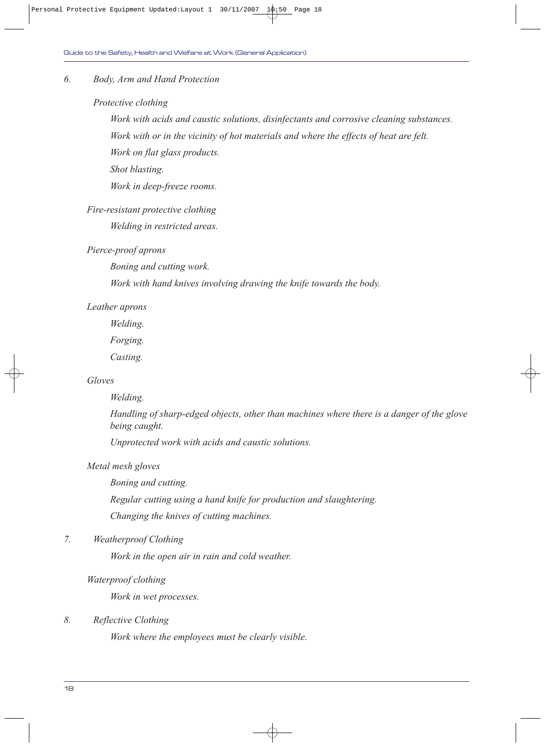*6. Body, Arm and Hand Protection*

*Protective clothing*

*Work with acids and caustic solutions, disinfectants and corrosive cleaning substances.*

*Work with or in the vicinity of hot materials and where the effects of heat are felt.*

*Work on flat glass products.*

*Shot blasting.*

*Work in deep-freeze rooms.*

*Fire-resistant protective clothing*

*Welding in restricted areas.*

*Pierce-proof aprons*

*Boning and cutting work.*

*Work with hand knives involving drawing the knife towards the body.*

*Leather aprons*

*Welding.*

*Forging.*

*Casting.*

*Gloves*

*Welding.*

*Handling of sharp-edged objects, other than machines where there is a danger of the glove being caught.*

*Unprotected work with acids and caustic solutions.*

*Metal mesh gloves*

*Boning and cutting.*

*Regular cutting using a hand knife for production and slaughtering.*

*Changing the knives of cutting machines.*

*7. Weatherproof Clothing*

*Work in the open air in rain and cold weather.*

*Waterproof clothing*

*Work in wet processes.*

*8. Reflective Clothing*

*Work where the employees must be clearly visible.*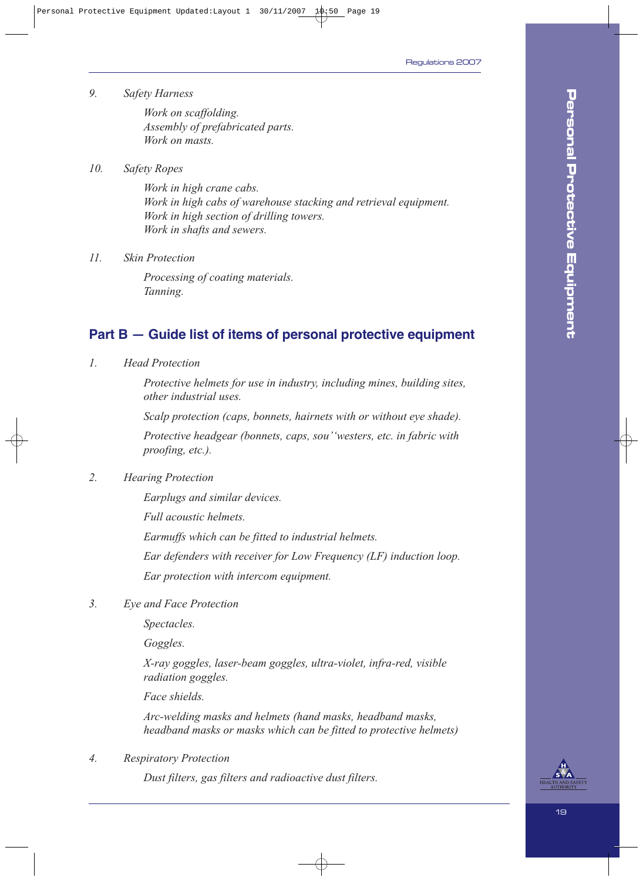9. *Safety Harness*

   *Work on scaffolding.*
   *Assembly of prefabricated parts.*
   *Work on masts.*

10. *Safety Ropes*

    *Work in high crane cabs.*
    *Work in high cabs of warehouse stacking and retrieval equipment.*
    *Work in high section of drilling towers.*
    *Work in shafts and sewers.*

11. *Skin Protection*

    *Processing of coating materials.*
    *Tanning.*

## Part B — Guide list of items of personal protective equipment

1. *Head Protection*

   *Protective helmets for use in industry, including mines, building sites, other industrial uses.*

   *Scalp protection (caps, bonnets, hairnets with or without eye shade).*

   *Protective headgear (bonnets, caps, sou''westers, etc. in fabric with proofing, etc.).*

2. *Hearing Protection*

   *Earplugs and similar devices.*

   *Full acoustic helmets.*

   *Earmuffs which can be fitted to industrial helmets.*

   *Ear defenders with receiver for Low Frequency (LF) induction loop.*

   *Ear protection with intercom equipment.*

3. *Eye and Face Protection*

   *Spectacles.*

   *Goggles.*

   *X-ray goggles, laser-beam goggles, ultra-violet, infra-red, visible radiation goggles.*

   *Face shields.*

   *Arc-welding masks and helmets (hand masks, headband masks, headband masks or masks which can be fitted to protective helmets)*

4. *Respiratory Protection*

   *Dust filters, gas filters and radioactive dust filters.*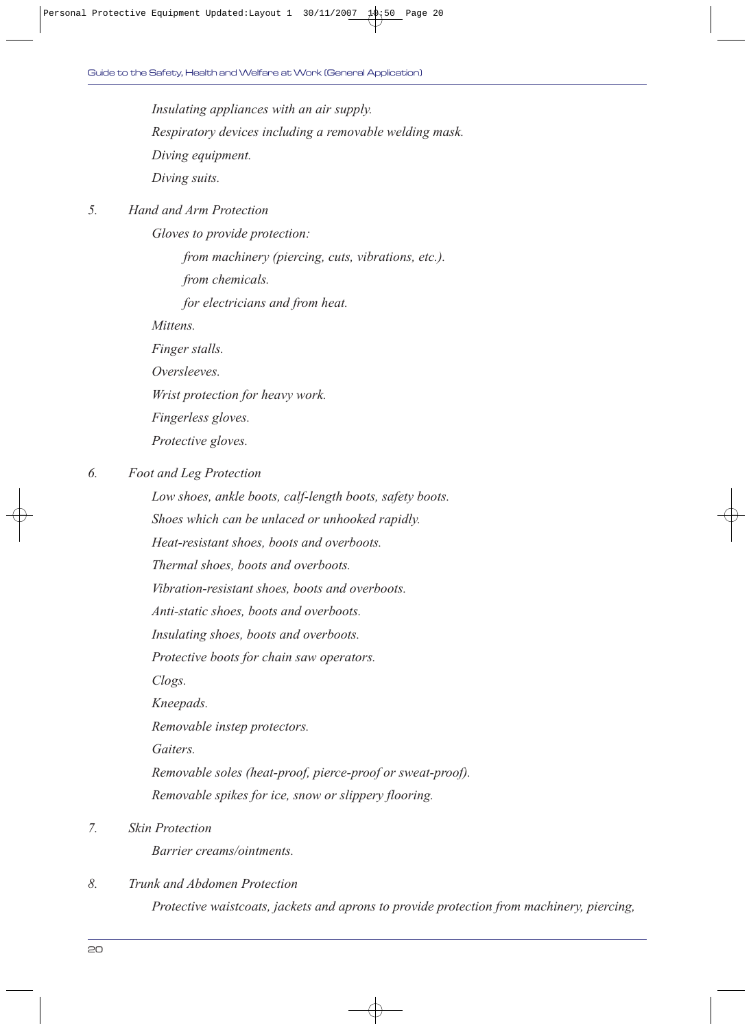*Insulating appliances with an air supply.*

*Respiratory devices including a removable welding mask.*

*Diving equipment.*

*Diving suits.*

5. *Hand and Arm Protection*

   *Gloves to provide protection:*

   - *from machinery (piercing, cuts, vibrations, etc.).*
   - *from chemicals.*
   - *for electricians and from heat.*

   *Mittens.*

   *Finger stalls.*

   *Oversleeves.*

   *Wrist protection for heavy work.*

   *Fingerless gloves.*

   *Protective gloves.*

6. *Foot and Leg Protection*

   *Low shoes, ankle boots, calf-length boots, safety boots.*

   *Shoes which can be unlaced or unhooked rapidly.*

   *Heat-resistant shoes, boots and overboots.*

   *Thermal shoes, boots and overboots.*

   *Vibration-resistant shoes, boots and overboots.*

   *Anti-static shoes, boots and overboots.*

   *Insulating shoes, boots and overboots.*

   *Protective boots for chain saw operators.*

   *Clogs.*

   *Kneepads.*

   *Removable instep protectors.*

   *Gaiters.*

   *Removable soles (heat-proof, pierce-proof or sweat-proof).*

   *Removable spikes for ice, snow or slippery flooring.*

7. *Skin Protection*

   *Barrier creams/ointments.*

8. *Trunk and Abdomen Protection*

   *Protective waistcoats, jackets and aprons to provide protection from machinery, piercing,*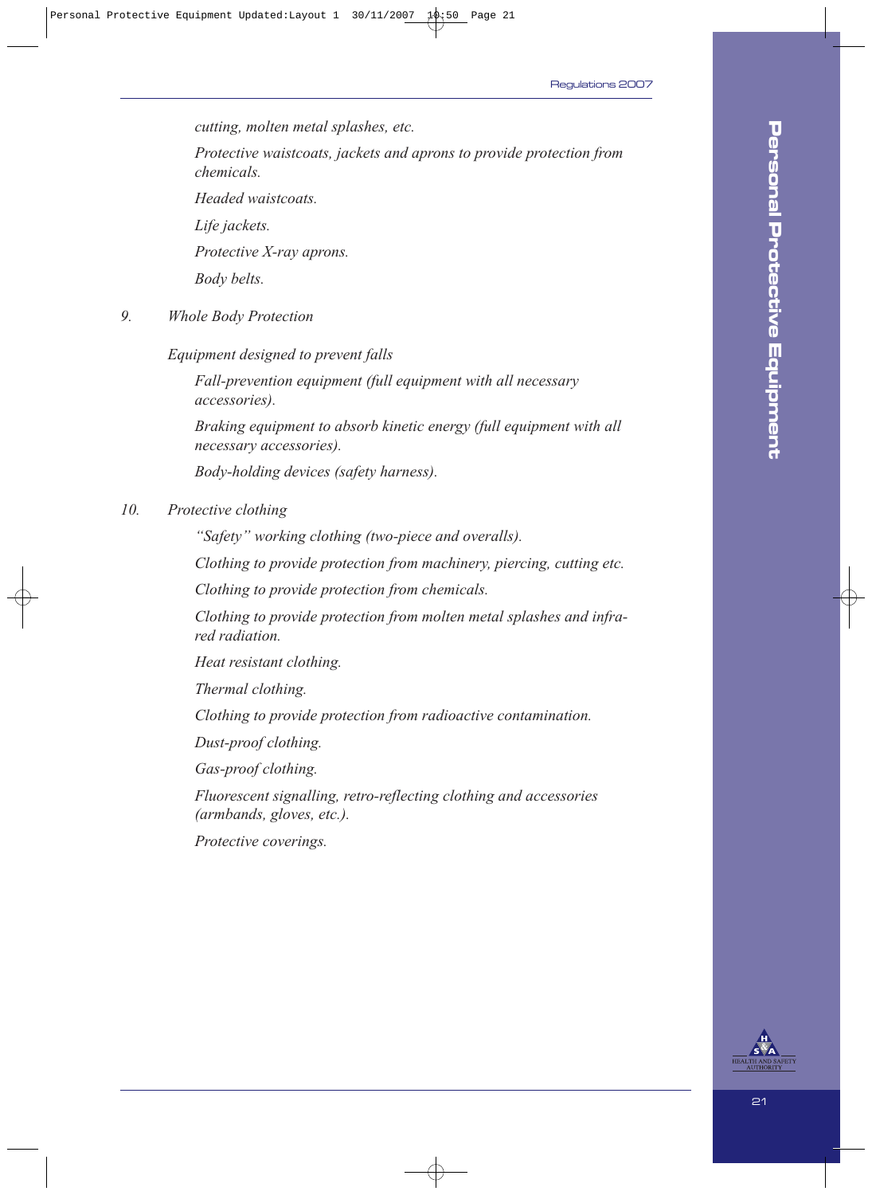*cutting, molten metal splashes, etc.*

*Protective waistcoats, jackets and aprons to provide protection from chemicals.*

*Headed waistcoats.*

*Life jackets.*

*Protective X-ray aprons.*

*Body belts.*

9. *Whole Body Protection*

*Equipment designed to prevent falls*

*Fall-prevention equipment (full equipment with all necessary accessories).*

*Braking equipment to absorb kinetic energy (full equipment with all necessary accessories).*

*Body-holding devices (safety harness).*

10. *Protective clothing*

*"Safety" working clothing (two-piece and overalls).*

*Clothing to provide protection from machinery, piercing, cutting etc.*

*Clothing to provide protection from chemicals.*

*Clothing to provide protection from molten metal splashes and infra-red radiation.*

*Heat resistant clothing.*

*Thermal clothing.*

*Clothing to provide protection from radioactive contamination.*

*Dust-proof clothing.*

*Gas-proof clothing.*

*Fluorescent signalling, retro-reflecting clothing and accessories (armbands, gloves, etc.).*

*Protective coverings.*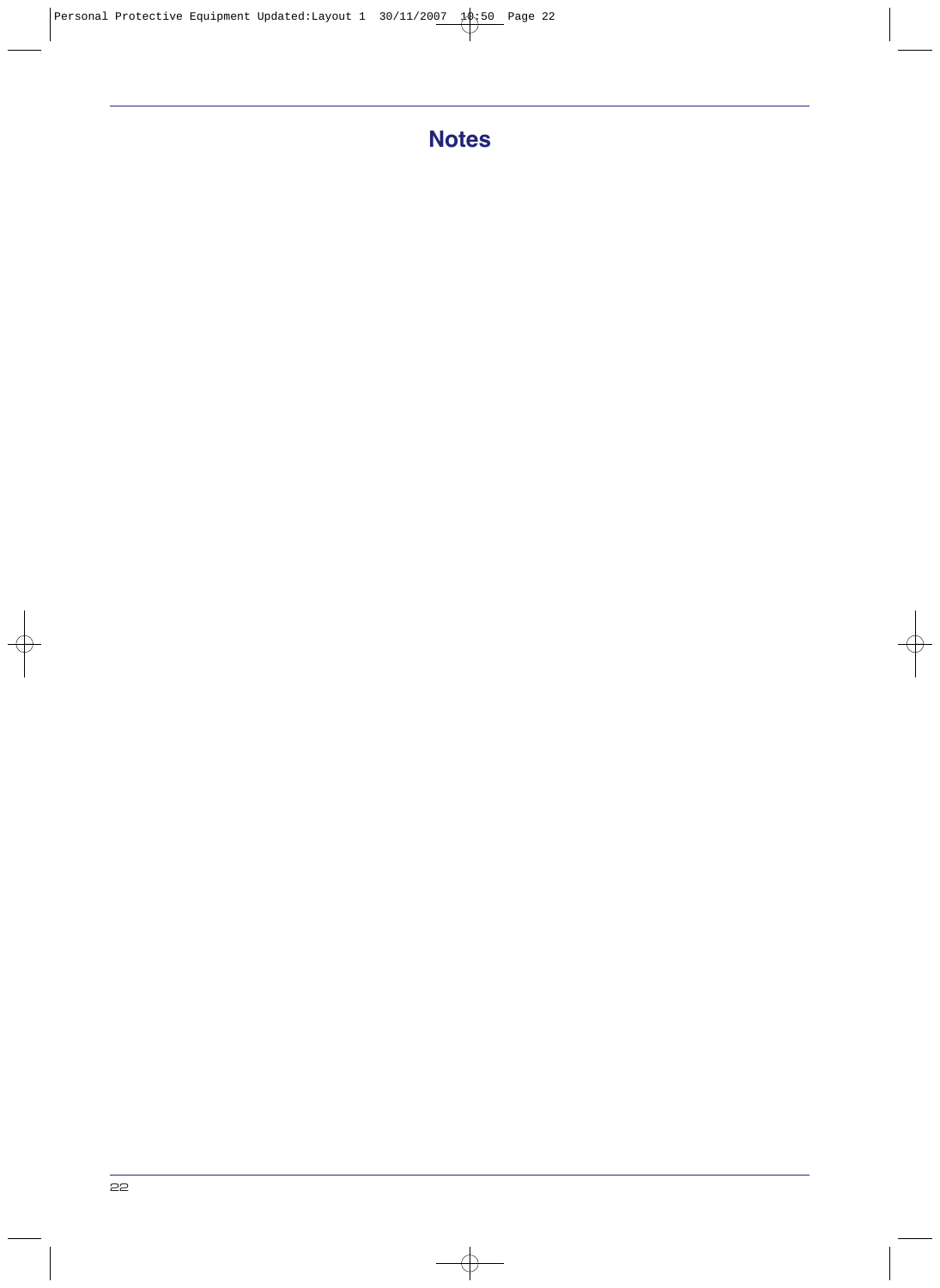# Notes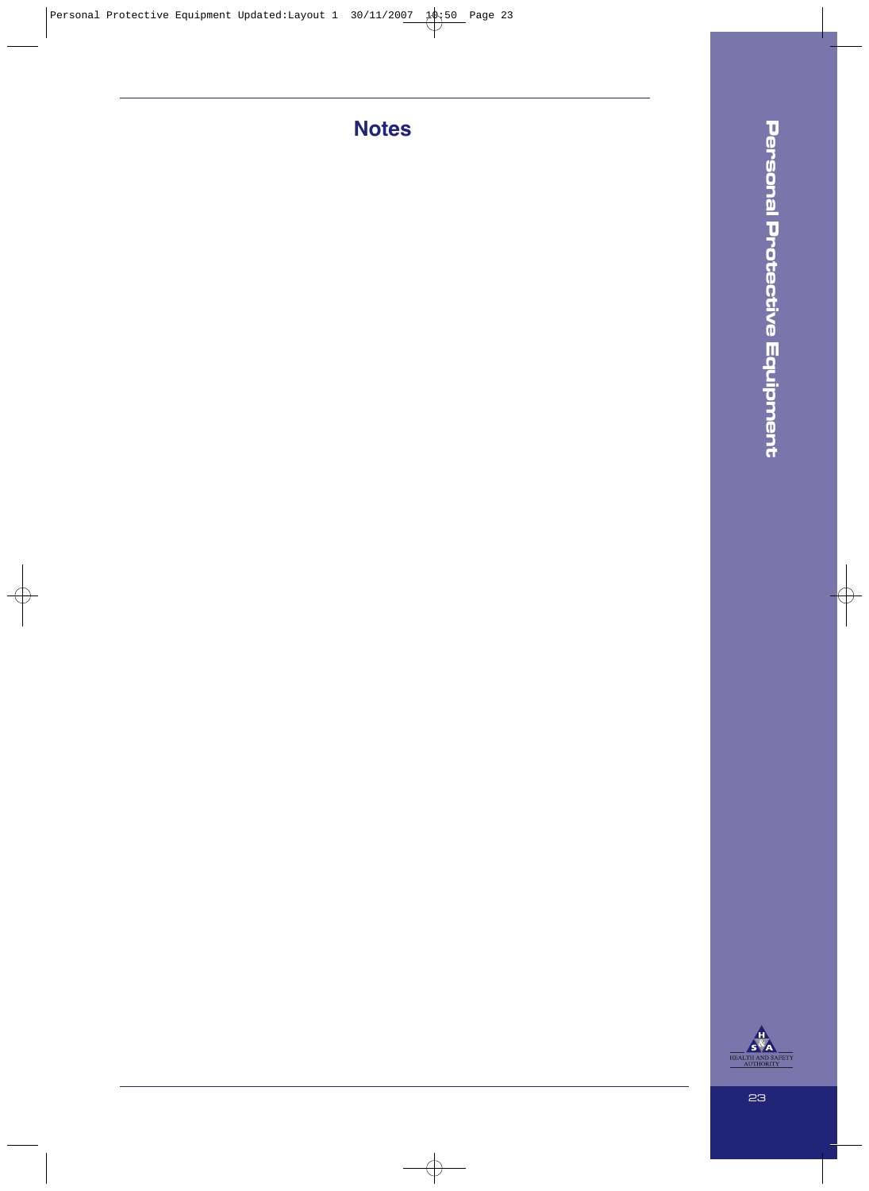## Notes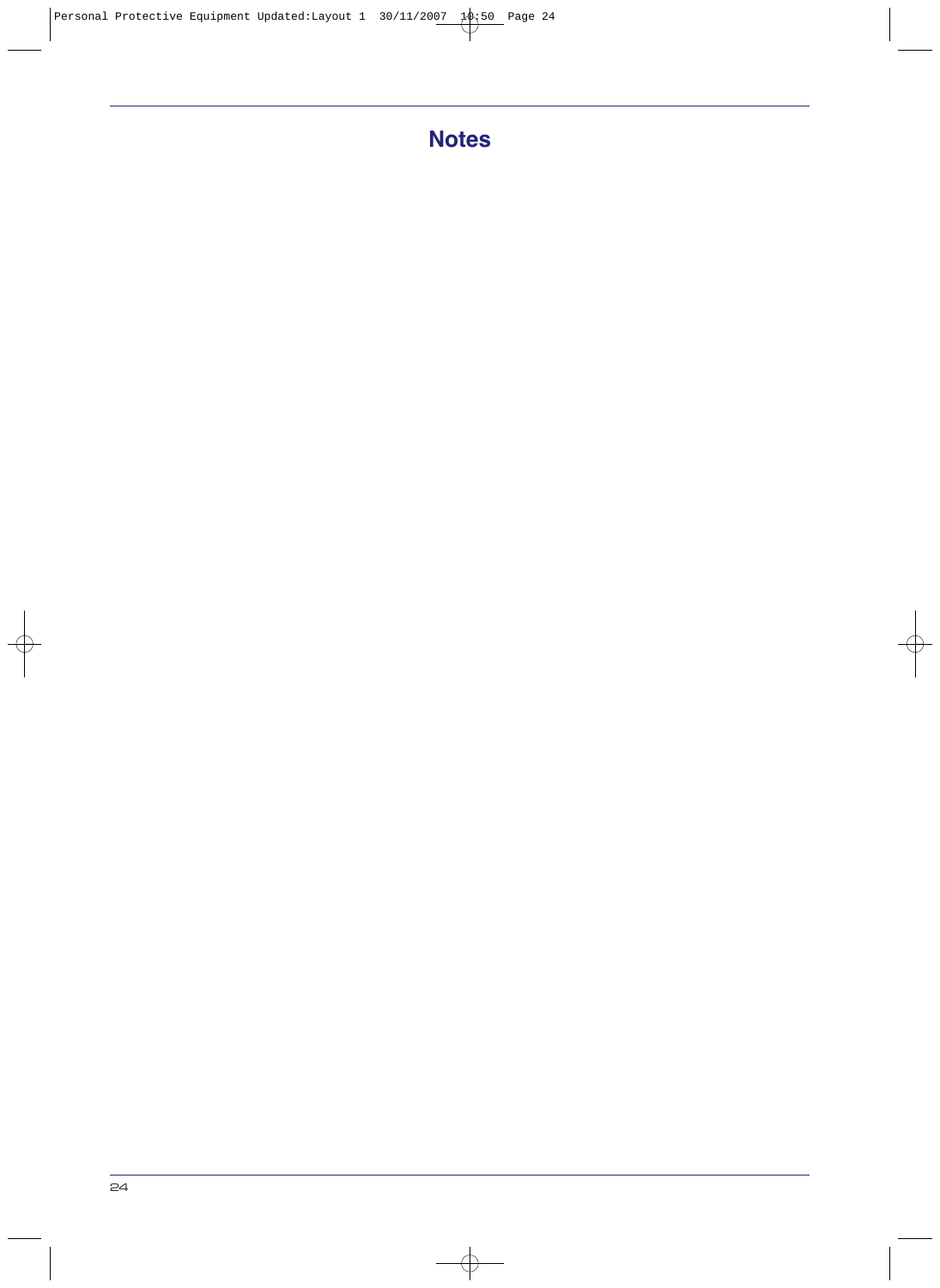# Notes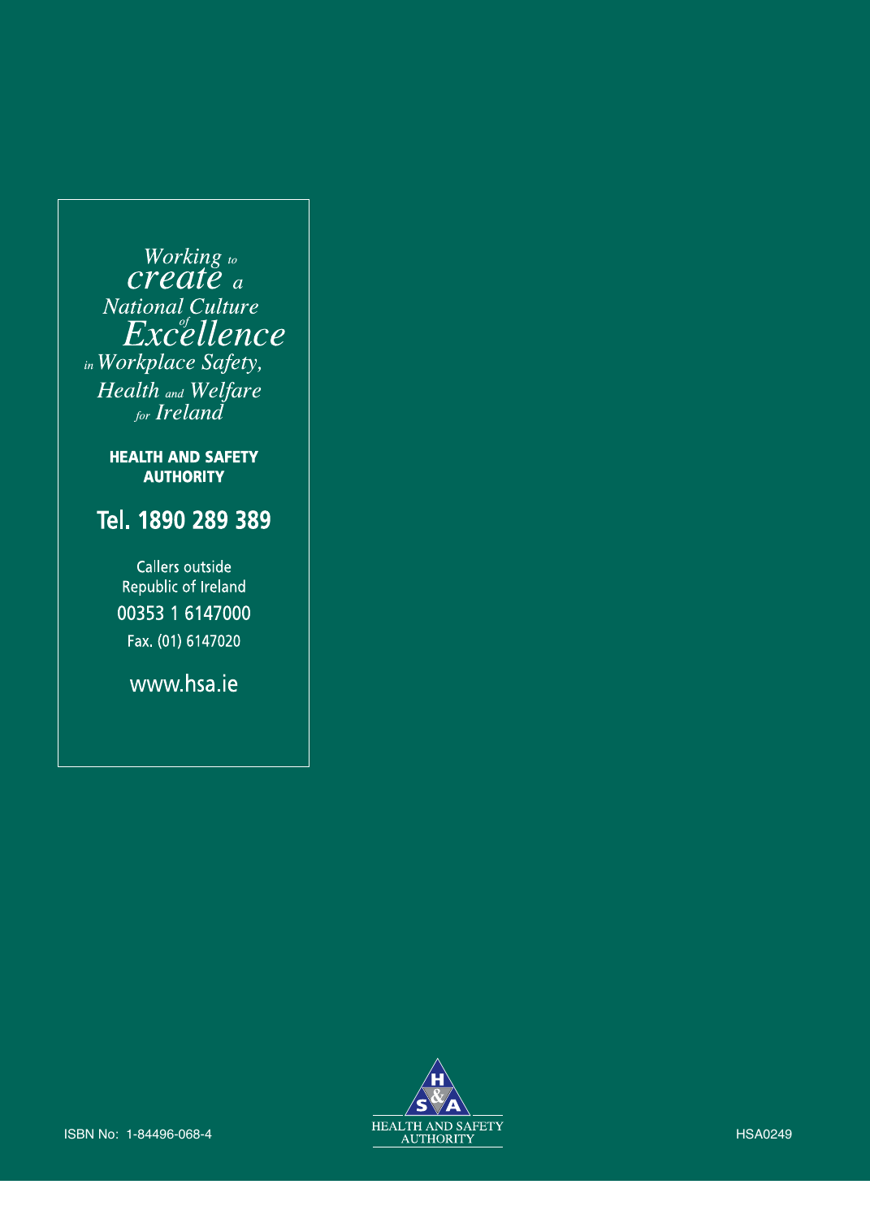*Working to create a National Culture of Excellence in Workplace Safety, Health and Welfare for Ireland*

**HEALTH AND SAFETY AUTHORITY**

**Tel. 1890 289 389**

Callers outside Republic of Ireland
00353 1 6147000
Fax. (01) 6147020

www.hsa.ie

ISBN No: 1-84496-068-4

HEALTH AND SAFETY AUTHORITY

HSA0249